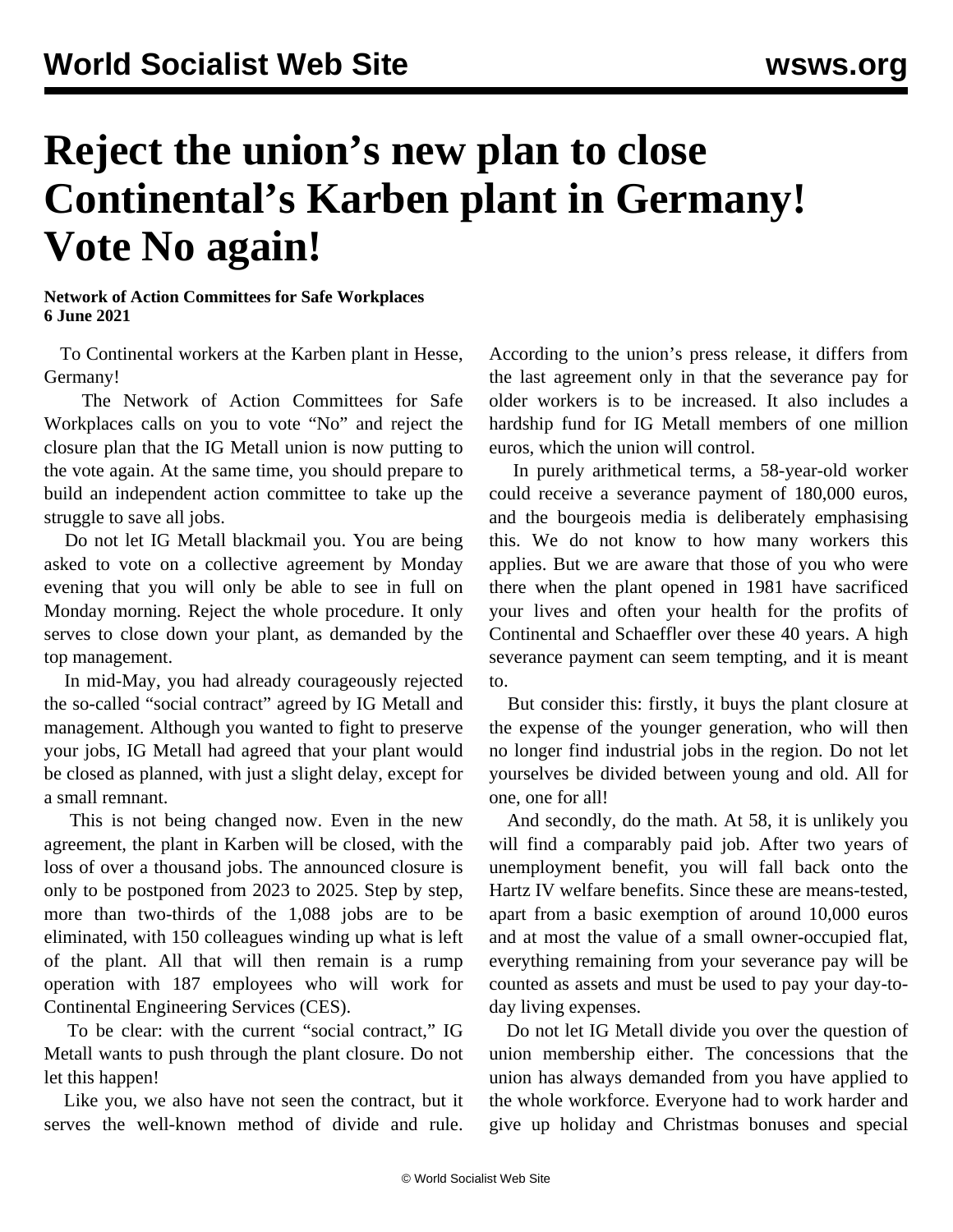# Reject the union's new plan to close Continental's Karben plant in Germany! Vote No again!

**Network of Action Committees for Safe Workplaces**
**6 June 2021**

To Continental workers at the Karben plant in Hesse, Germany!

The Network of Action Committees for Safe Workplaces calls on you to vote "No" and reject the closure plan that the IG Metall union is now putting to the vote again. At the same time, you should prepare to build an independent action committee to take up the struggle to save all jobs.

Do not let IG Metall blackmail you. You are being asked to vote on a collective agreement by Monday evening that you will only be able to see in full on Monday morning. Reject the whole procedure. It only serves to close down your plant, as demanded by the top management.

In mid-May, you had already courageously rejected the so-called "social contract" agreed by IG Metall and management. Although you wanted to fight to preserve your jobs, IG Metall had agreed that your plant would be closed as planned, with just a slight delay, except for a small remnant.

This is not being changed now. Even in the new agreement, the plant in Karben will be closed, with the loss of over a thousand jobs. The announced closure is only to be postponed from 2023 to 2025. Step by step, more than two-thirds of the 1,088 jobs are to be eliminated, with 150 colleagues winding up what is left of the plant. All that will then remain is a rump operation with 187 employees who will work for Continental Engineering Services (CES).

To be clear: with the current "social contract," IG Metall wants to push through the plant closure. Do not let this happen!

Like you, we also have not seen the contract, but it serves the well-known method of divide and rule. According to the union's press release, it differs from the last agreement only in that the severance pay for older workers is to be increased. It also includes a hardship fund for IG Metall members of one million euros, which the union will control.

In purely arithmetical terms, a 58-year-old worker could receive a severance payment of 180,000 euros, and the bourgeois media is deliberately emphasising this. We do not know to how many workers this applies. But we are aware that those of you who were there when the plant opened in 1981 have sacrificed your lives and often your health for the profits of Continental and Schaeffler over these 40 years. A high severance payment can seem tempting, and it is meant to.

But consider this: firstly, it buys the plant closure at the expense of the younger generation, who will then no longer find industrial jobs in the region. Do not let yourselves be divided between young and old. All for one, one for all!

And secondly, do the math. At 58, it is unlikely you will find a comparably paid job. After two years of unemployment benefit, you will fall back onto the Hartz IV welfare benefits. Since these are means-tested, apart from a basic exemption of around 10,000 euros and at most the value of a small owner-occupied flat, everything remaining from your severance pay will be counted as assets and must be used to pay your day-to-day living expenses.

Do not let IG Metall divide you over the question of union membership either. The concessions that the union has always demanded from you have applied to the whole workforce. Everyone had to work harder and give up holiday and Christmas bonuses and special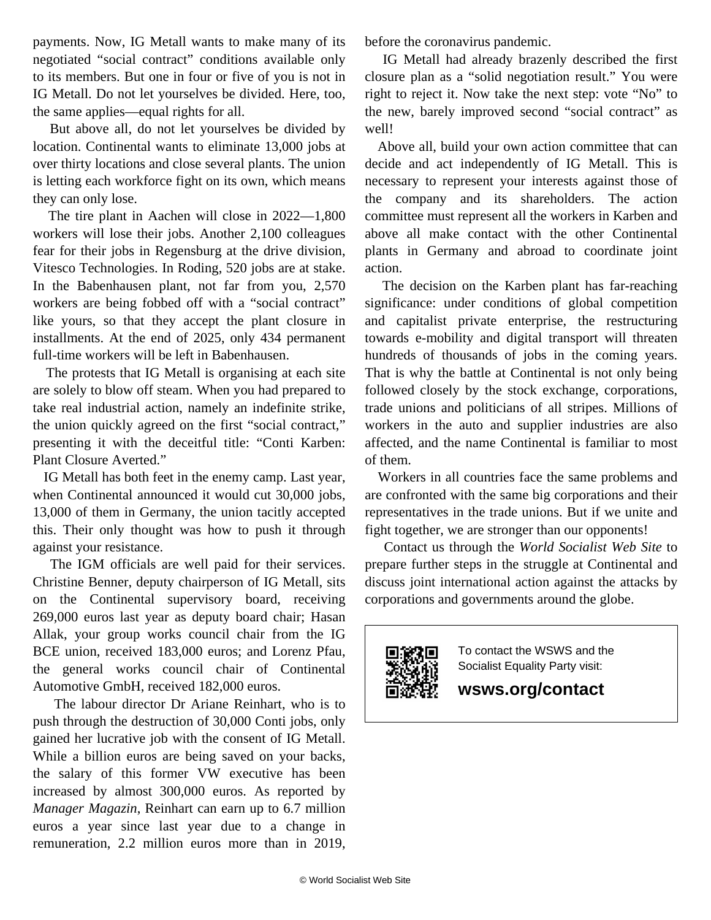payments. Now, IG Metall wants to make many of its negotiated “social contract” conditions available only to its members. But one in four or five of you is not in IG Metall. Do not let yourselves be divided. Here, too, the same applies—equal rights for all.

But above all, do not let yourselves be divided by location. Continental wants to eliminate 13,000 jobs at over thirty locations and close several plants. The union is letting each workforce fight on its own, which means they can only lose.

The tire plant in Aachen will close in 2022—1,800 workers will lose their jobs. Another 2,100 colleagues fear for their jobs in Regensburg at the drive division, Vitesco Technologies. In Roding, 520 jobs are at stake. In the Babenhausen plant, not far from you, 2,570 workers are being fobbed off with a “social contract” like yours, so that they accept the plant closure in installments. At the end of 2025, only 434 permanent full-time workers will be left in Babenhausen.

The protests that IG Metall is organising at each site are solely to blow off steam. When you had prepared to take real industrial action, namely an indefinite strike, the union quickly agreed on the first “social contract,” presenting it with the deceitful title: “Conti Karben: Plant Closure Averted.”

IG Metall has both feet in the enemy camp. Last year, when Continental announced it would cut 30,000 jobs, 13,000 of them in Germany, the union tacitly accepted this. Their only thought was how to push it through against your resistance.

The IGM officials are well paid for their services. Christine Benner, deputy chairperson of IG Metall, sits on the Continental supervisory board, receiving 269,000 euros last year as deputy board chair; Hasan Allak, your group works council chair from the IG BCE union, received 183,000 euros; and Lorenz Pfau, the general works council chair of Continental Automotive GmbH, received 182,000 euros.

The labour director Dr Ariane Reinhart, who is to push through the destruction of 30,000 Conti jobs, only gained her lucrative job with the consent of IG Metall. While a billion euros are being saved on your backs, the salary of this former VW executive has been increased by almost 300,000 euros. As reported by *Manager Magazin*, Reinhart can earn up to 6.7 million euros a year since last year due to a change in remuneration, 2.2 million euros more than in 2019, before the coronavirus pandemic.

IG Metall had already brazenly described the first closure plan as a “solid negotiation result.” You were right to reject it. Now take the next step: vote “No” to the new, barely improved second “social contract” as well!

Above all, build your own action committee that can decide and act independently of IG Metall. This is necessary to represent your interests against those of the company and its shareholders. The action committee must represent all the workers in Karben and above all make contact with the other Continental plants in Germany and abroad to coordinate joint action.

The decision on the Karben plant has far-reaching significance: under conditions of global competition and capitalist private enterprise, the restructuring towards e-mobility and digital transport will threaten hundreds of thousands of jobs in the coming years. That is why the battle at Continental is not only being followed closely by the stock exchange, corporations, trade unions and politicians of all stripes. Millions of workers in the auto and supplier industries are also affected, and the name Continental is familiar to most of them.

Workers in all countries face the same problems and are confronted with the same big corporations and their representatives in the trade unions. But if we unite and fight together, we are stronger than our opponents!

Contact us through the *World Socialist Web Site* to prepare further steps in the struggle at Continental and discuss joint international action against the attacks by corporations and governments around the globe.

To contact the WSWS and the Socialist Equality Party visit:

**wsws.org/contact**